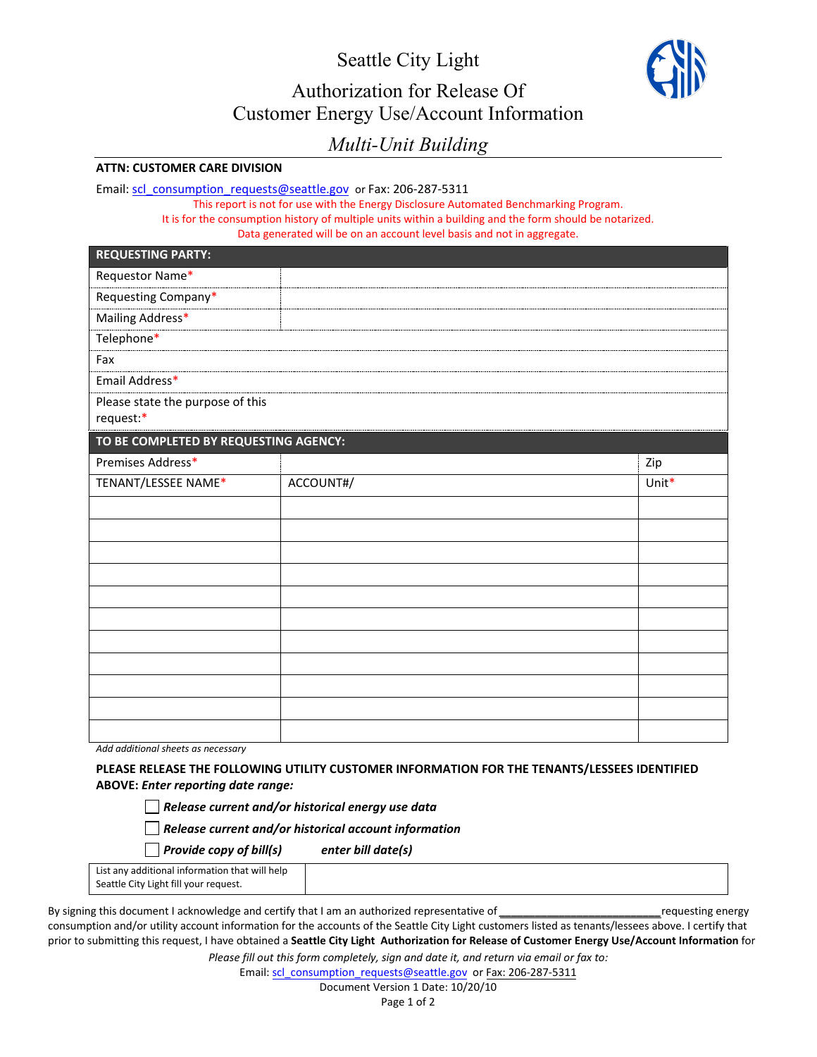# Seattle City Light

## Authorization for Release Of Customer Energy Use/Account Information

### *Multi-Unit Building*

**ATTN: CUSTOMER CARE DIVISION**

Email: scl_consumption_requests@seattle.gov or Fax: 206-287-5311

This report is not for use with the Energy Disclosure Automated Benchmarking Program.
It is for the consumption history of multiple units within a building and the form should be notarized.
Data generated will be on an account level basis and not in aggregate.

| **REQUESTING PARTY:** | |
|---|---|
| Requestor Name* | |
| Requesting Company* | |
| Mailing Address* | |
| Telephone* | |
| Fax | |
| Email Address* | |
| Please state the purpose of this request:* | |

| **TO BE COMPLETED BY REQUESTING AGENCY:** | | |
|---|---|---|
| Premises Address* | | Zip |
| TENANT/LESSEE NAME* | ACCOUNT#/ | Unit* |
| | | |
| | | |
| | | |
| | | |
| | | |
| | | |
| | | |
| | | |
| | | |
| | | |
| | | |

*Add additional sheets as necessary*

**PLEASE RELEASE THE FOLLOWING UTILITY CUSTOMER INFORMATION FOR THE TENANTS/LESSEES IDENTIFIED ABOVE:** ***Enter reporting date range:***

- ☐ ***Release current and/or historical energy use data***
- ☐ ***Release current and/or historical account information***
- ☐ ***Provide copy of bill(s)*** ***enter bill date(s)***

| List any additional information that will help Seattle City Light fill your request. | |
|---|---|

By signing this document I acknowledge and certify that I am an authorized representative of ___________________________ requesting energy consumption and/or utility account information for the accounts of the Seattle City Light customers listed as tenants/lessees above. I certify that prior to submitting this request, I have obtained a **Seattle City Light Authorization for Release of Customer Energy Use/Account Information** for

*Please fill out this form completely, sign and date it, and return via email or fax to:*

Email: scl_consumption_requests@seattle.gov or Fax: 206-287-5311

Document Version 1 Date: 10/20/10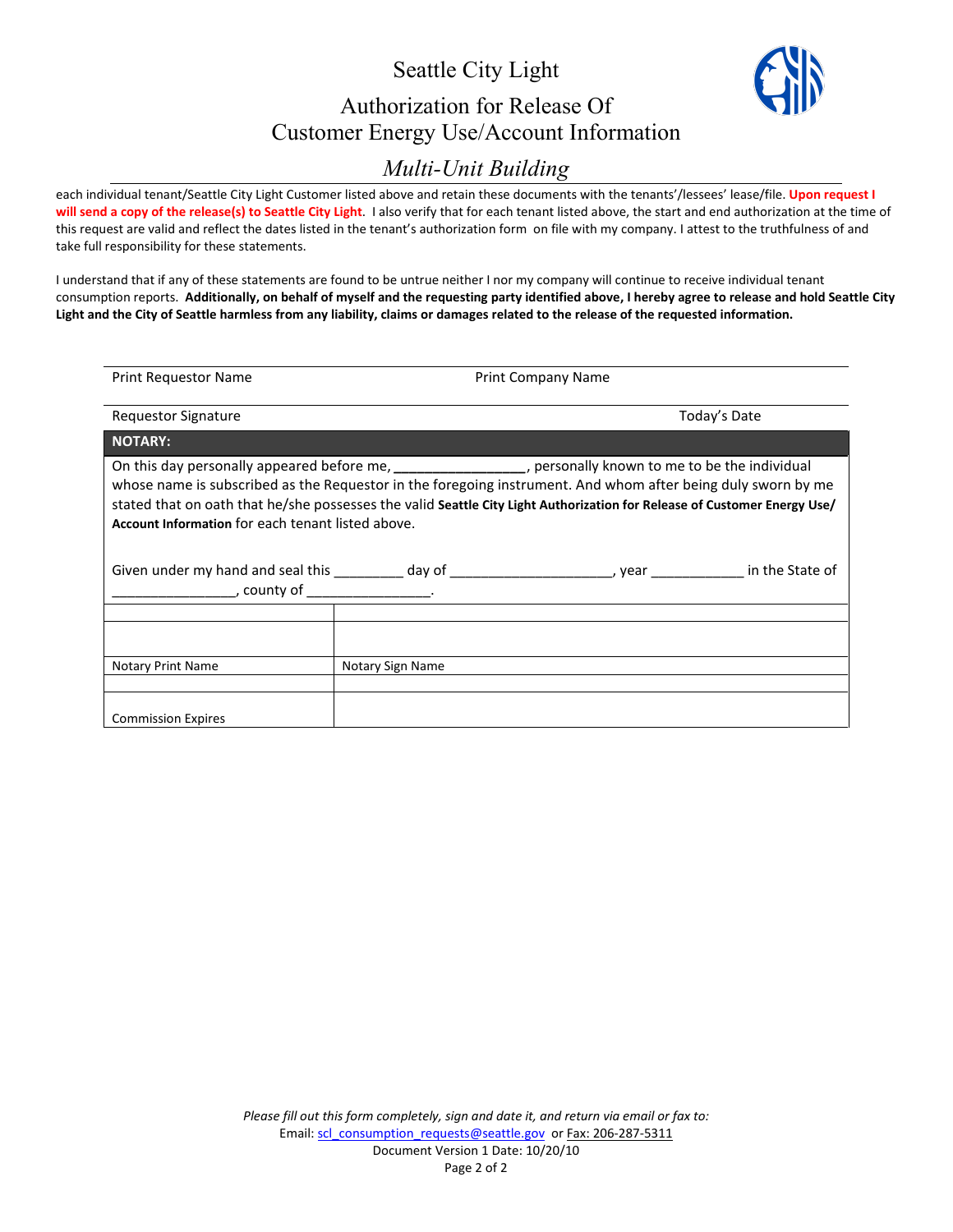# Seattle City Light

## Authorization for Release Of Customer Energy Use/Account Information

### *Multi-Unit Building*

each individual tenant/Seattle City Light Customer listed above and retain these documents with the tenants'/lessees' lease/file. **Upon request I will send a copy of the release(s) to Seattle City Light**. I also verify that for each tenant listed above, the start and end authorization at the time of this request are valid and reflect the dates listed in the tenant's authorization form on file with my company. I attest to the truthfulness of and take full responsibility for these statements.

I understand that if any of these statements are found to be untrue neither I nor my company will continue to receive individual tenant consumption reports. **Additionally, on behalf of myself and the requesting party identified above, I hereby agree to release and hold Seattle City Light and the City of Seattle harmless from any liability, claims or damages related to the release of the requested information.**

| | |
|---|---|
| Print Requestor Name | Print Company Name |
| Requestor Signature | Today's Date |

**NOTARY:**

On this day personally appeared before me, ________________, personally known to me to be the individual whose name is subscribed as the Requestor in the foregoing instrument. And whom after being duly sworn by me stated that on oath that he/she possesses the valid **Seattle City Light Authorization for Release of Customer Energy Use/ Account Information** for each tenant listed above.

Given under my hand and seal this _________ day of _____________________, year ____________ in the State of ________________, county of ________________.

| | |
|---|---|
| | |
| Notary Print Name | Notary Sign Name |
| | |
| Commission Expires | |

*Please fill out this form completely, sign and date it, and return via email or fax to:*
Email: scl_consumption_requests@seattle.gov or Fax: 206-287-5311
Document Version 1 Date: 10/20/10